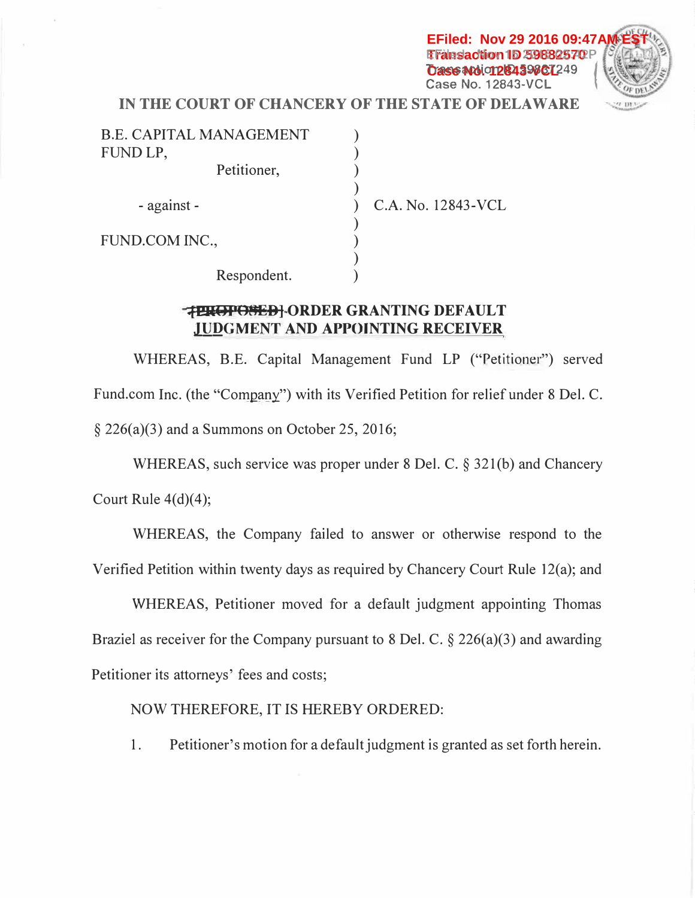EFiled: Nov 29 2016 09:47AM EST
Transaction ID 59882570
Case No. 12843-VCL

IN THE COURT OF CHANCERY OF THE STATE OF DELAWARE

| | | |
|---|---|---|
| B.E. CAPITAL MANAGEMENT FUND LP, | ) | |
| Petitioner, | ) | |
| | ) | |
| - against - | ) | C.A. No. 12843-VCL |
| | ) | |
| FUND.COM INC., | ) | |
| | ) | |
| Respondent. | ) | |

**~~[PROPOSED]~~ ORDER GRANTING DEFAULT JUDGMENT AND APPOINTING RECEIVER**

WHEREAS, B.E. Capital Management Fund LP ("Petitioner") served Fund.com Inc. (the "Company") with its Verified Petition for relief under 8 Del. C. § 226(a)(3) and a Summons on October 25, 2016;

WHEREAS, such service was proper under 8 Del. C. § 321(b) and Chancery Court Rule 4(d)(4);

WHEREAS, the Company failed to answer or otherwise respond to the Verified Petition within twenty days as required by Chancery Court Rule 12(a); and

WHEREAS, Petitioner moved for a default judgment appointing Thomas Braziel as receiver for the Company pursuant to 8 Del. C. § 226(a)(3) and awarding Petitioner its attorneys' fees and costs;

NOW THEREFORE, IT IS HEREBY ORDERED:

1. Petitioner's motion for a default judgment is granted as set forth herein.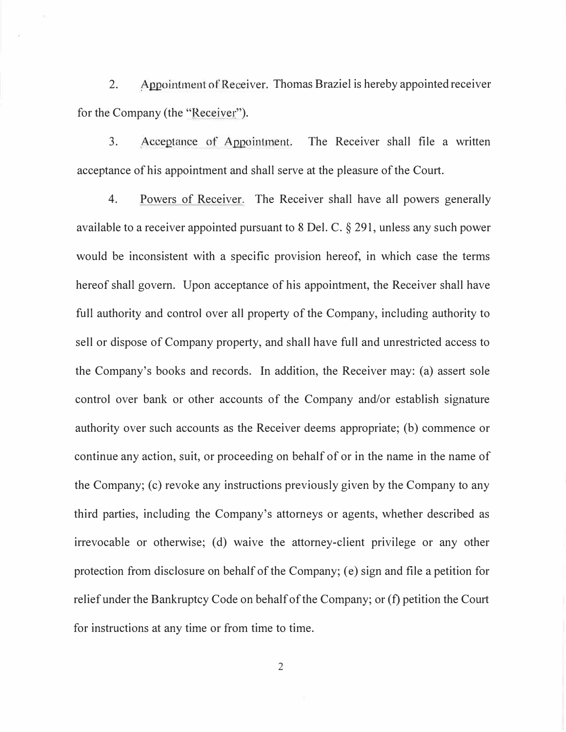2. Appointment of Receiver. Thomas Braziel is hereby appointed receiver for the Company (the "Receiver").

3. Acceptance of Appointment. The Receiver shall file a written acceptance of his appointment and shall serve at the pleasure of the Court.

4. Powers of Receiver. The Receiver shall have all powers generally available to a receiver appointed pursuant to 8 Del. C. § 291, unless any such power would be inconsistent with a specific provision hereof, in which case the terms hereof shall govern. Upon acceptance of his appointment, the Receiver shall have full authority and control over all property of the Company, including authority to sell or dispose of Company property, and shall have full and unrestricted access to the Company's books and records. In addition, the Receiver may: (a) assert sole control over bank or other accounts of the Company and/or establish signature authority over such accounts as the Receiver deems appropriate; (b) commence or continue any action, suit, or proceeding on behalf of or in the name in the name of the Company; (c) revoke any instructions previously given by the Company to any third parties, including the Company's attorneys or agents, whether described as irrevocable or otherwise; (d) waive the attorney-client privilege or any other protection from disclosure on behalf of the Company; (e) sign and file a petition for relief under the Bankruptcy Code on behalf of the Company; or (f) petition the Court for instructions at any time or from time to time.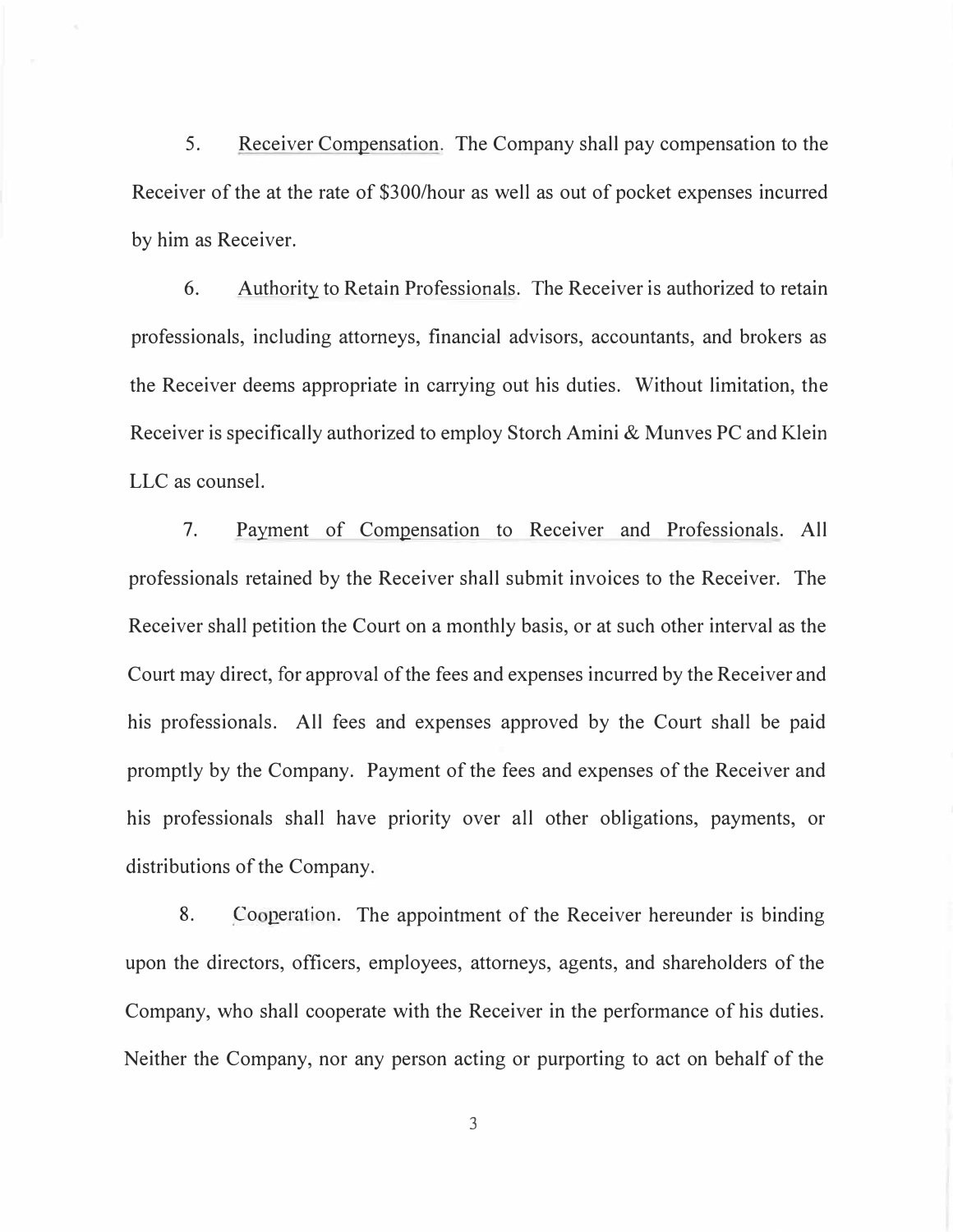5. Receiver Compensation. The Company shall pay compensation to the Receiver of the at the rate of $300/hour as well as out of pocket expenses incurred by him as Receiver.

6. Authority to Retain Professionals. The Receiver is authorized to retain professionals, including attorneys, financial advisors, accountants, and brokers as the Receiver deems appropriate in carrying out his duties. Without limitation, the Receiver is specifically authorized to employ Storch Amini & Munves PC and Klein LLC as counsel.

7. Payment of Compensation to Receiver and Professionals. All professionals retained by the Receiver shall submit invoices to the Receiver. The Receiver shall petition the Court on a monthly basis, or at such other interval as the Court may direct, for approval of the fees and expenses incurred by the Receiver and his professionals. All fees and expenses approved by the Court shall be paid promptly by the Company. Payment of the fees and expenses of the Receiver and his professionals shall have priority over all other obligations, payments, or distributions of the Company.

8. Cooperation. The appointment of the Receiver hereunder is binding upon the directors, officers, employees, attorneys, agents, and shareholders of the Company, who shall cooperate with the Receiver in the performance of his duties. Neither the Company, nor any person acting or purporting to act on behalf of the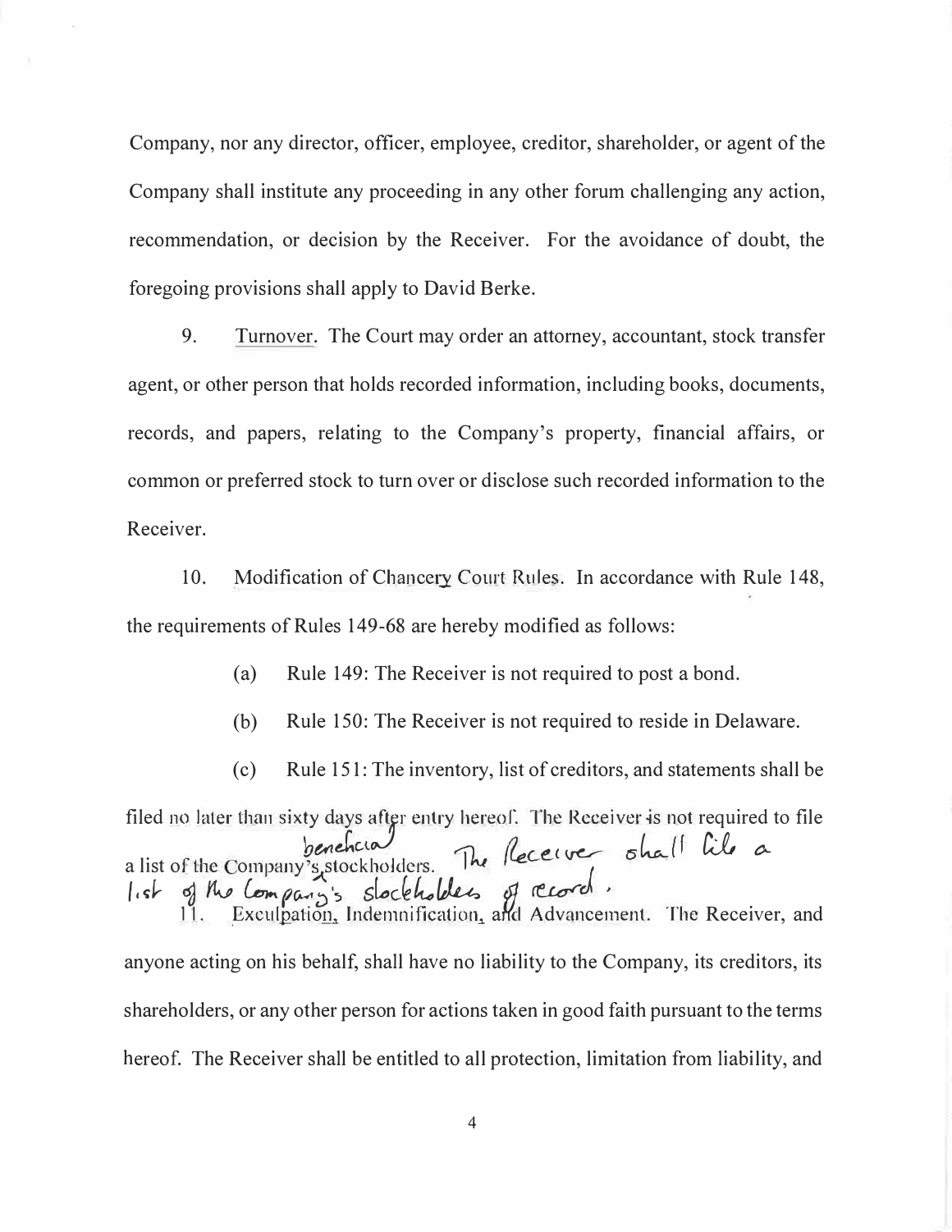Company, nor any director, officer, employee, creditor, shareholder, or agent of the Company shall institute any proceeding in any other forum challenging any action, recommendation, or decision by the Receiver. For the avoidance of doubt, the foregoing provisions shall apply to David Berke.

9. Turnover. The Court may order an attorney, accountant, stock transfer agent, or other person that holds recorded information, including books, documents, records, and papers, relating to the Company's property, financial affairs, or common or preferred stock to turn over or disclose such recorded information to the Receiver.

10. Modification of Chancery Court Rules. In accordance with Rule 148, the requirements of Rules 149-68 are hereby modified as follows:

(a) Rule 149: The Receiver is not required to post a bond.

(b) Rule 150: The Receiver is not required to reside in Delaware.

(c) Rule 151: The inventory, list of creditors, and statements shall be filed no later than sixty days after entry hereof. The Receiver is not required to file a list of the Company's beneficial stockholders. The Receiver shall file a list of the Company's stockholders of record.

11. Exculpation, Indemnification, and Advancement. The Receiver, and anyone acting on his behalf, shall have no liability to the Company, its creditors, its shareholders, or any other person for actions taken in good faith pursuant to the terms hereof. The Receiver shall be entitled to all protection, limitation from liability, and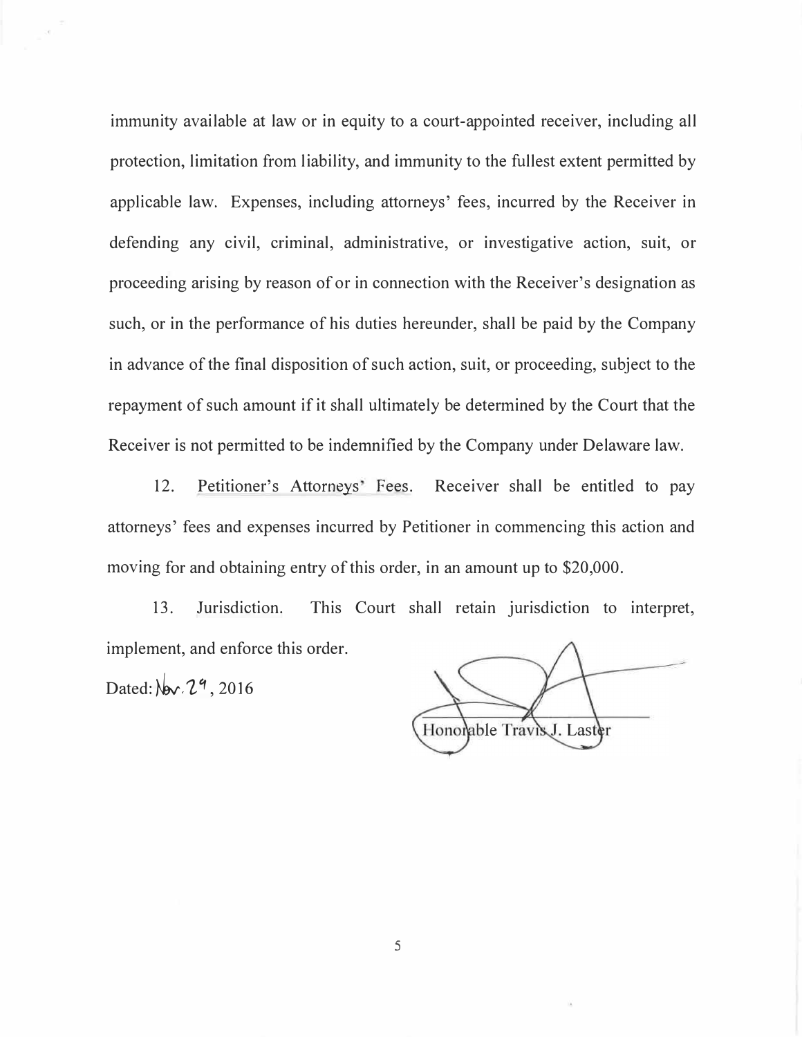immunity available at law or in equity to a court-appointed receiver, including all protection, limitation from liability, and immunity to the fullest extent permitted by applicable law. Expenses, including attorneys' fees, incurred by the Receiver in defending any civil, criminal, administrative, or investigative action, suit, or proceeding arising by reason of or in connection with the Receiver's designation as such, or in the performance of his duties hereunder, shall be paid by the Company in advance of the final disposition of such action, suit, or proceeding, subject to the repayment of such amount if it shall ultimately be determined by the Court that the Receiver is not permitted to be indemnified by the Company under Delaware law.

12. Petitioner's Attorneys' Fees. Receiver shall be entitled to pay attorneys' fees and expenses incurred by Petitioner in commencing this action and moving for and obtaining entry of this order, in an amount up to $20,000.

13. Jurisdiction. This Court shall retain jurisdiction to interpret, implement, and enforce this order.

Dated: Nov. 29, 2016

Honorable Travis J. Laster